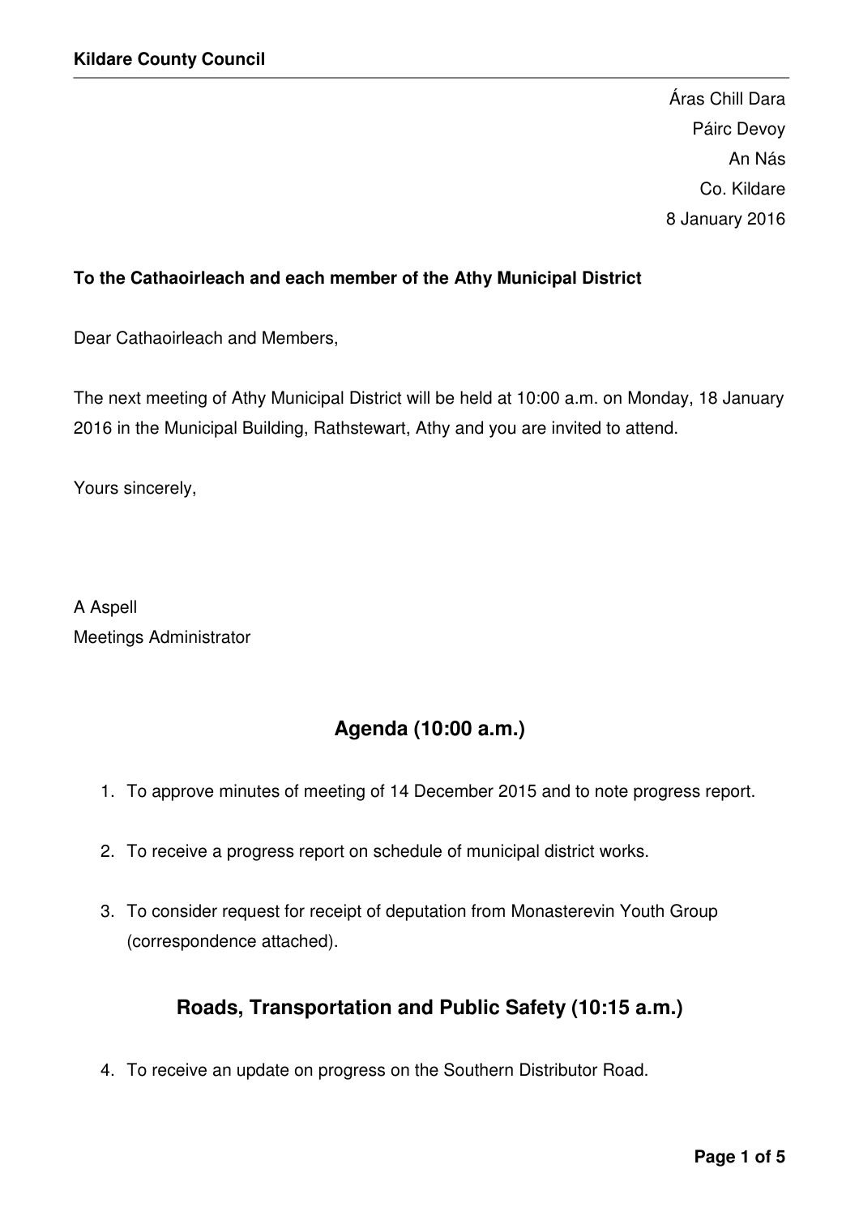**Kildare County Council**

Áras Chill Dara
Páirc Devoy
An Nás
Co. Kildare
8 January 2016

**To the Cathaoirleach and each member of the Athy Municipal District**

Dear Cathaoirleach and Members,

The next meeting of Athy Municipal District will be held at 10:00 a.m. on Monday, 18 January 2016 in the Municipal Building, Rathstewart, Athy and you are invited to attend.

Yours sincerely,

A Aspell
Meetings Administrator

## Agenda (10:00 a.m.)

1. To approve minutes of meeting of 14 December 2015 and to note progress report.

2. To receive a progress report on schedule of municipal district works.

3. To consider request for receipt of deputation from Monasterevin Youth Group (correspondence attached).

## Roads, Transportation and Public Safety (10:15 a.m.)

4. To receive an update on progress on the Southern Distributor Road.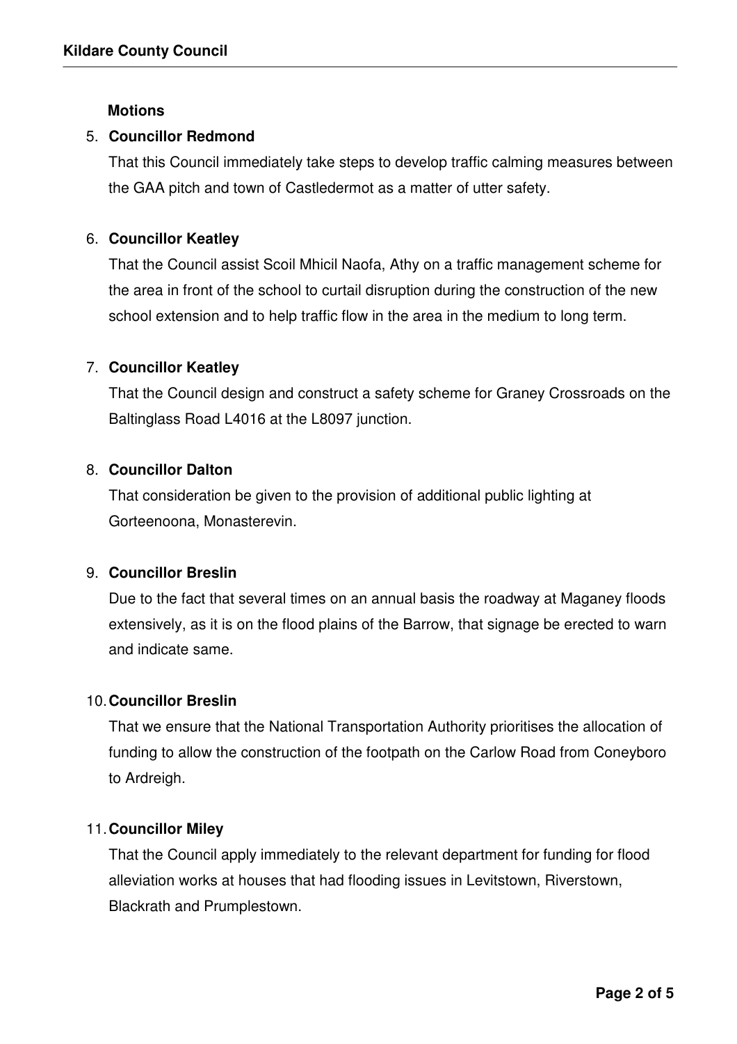**Motions**

5. **Councillor Redmond**

   That this Council immediately take steps to develop traffic calming measures between the GAA pitch and town of Castledermot as a matter of utter safety.

6. **Councillor Keatley**

   That the Council assist Scoil Mhicil Naofa, Athy on a traffic management scheme for the area in front of the school to curtail disruption during the construction of the new school extension and to help traffic flow in the area in the medium to long term.

7. **Councillor Keatley**

   That the Council design and construct a safety scheme for Graney Crossroads on the Baltinglass Road L4016 at the L8097 junction.

8. **Councillor Dalton**

   That consideration be given to the provision of additional public lighting at Gorteenoona, Monasterevin.

9. **Councillor Breslin**

   Due to the fact that several times on an annual basis the roadway at Maganey floods extensively, as it is on the flood plains of the Barrow, that signage be erected to warn and indicate same.

10. **Councillor Breslin**

    That we ensure that the National Transportation Authority prioritises the allocation of funding to allow the construction of the footpath on the Carlow Road from Coneyboro to Ardreigh.

11. **Councillor Miley**

    That the Council apply immediately to the relevant department for funding for flood alleviation works at houses that had flooding issues in Levitstown, Riverstown, Blackrath and Prumplestown.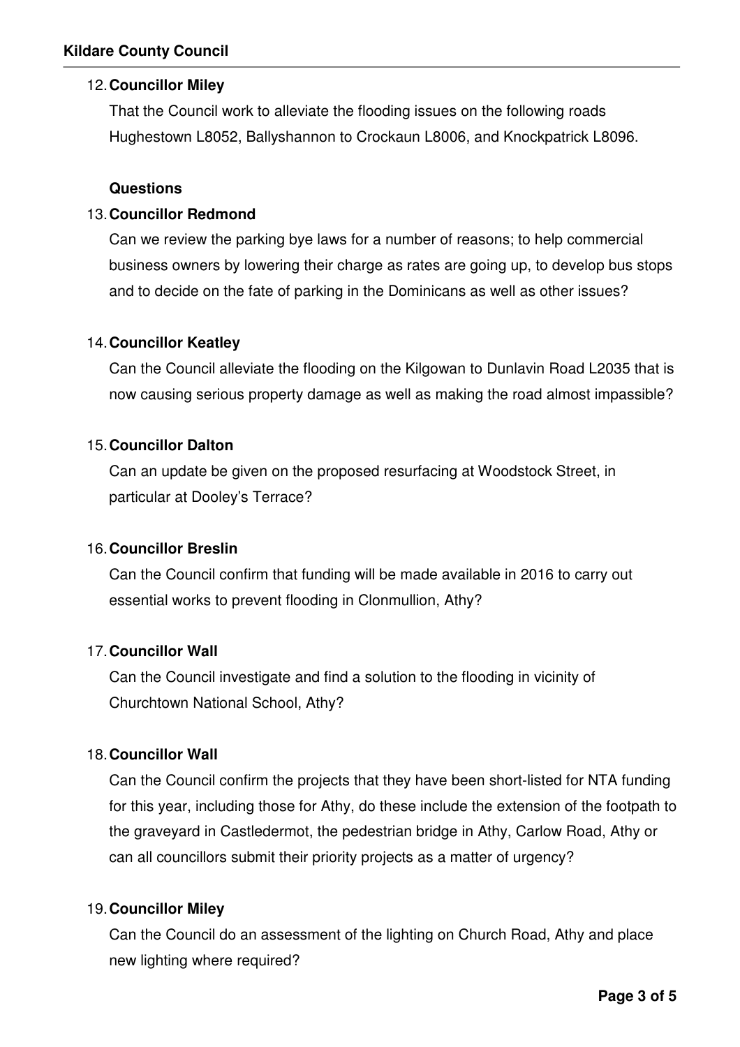12. **Councillor Miley**

    That the Council work to alleviate the flooding issues on the following roads Hughestown L8052, Ballyshannon to Crockaun L8006, and Knockpatrick L8096.

**Questions**

13. **Councillor Redmond**

    Can we review the parking bye laws for a number of reasons; to help commercial business owners by lowering their charge as rates are going up, to develop bus stops and to decide on the fate of parking in the Dominicans as well as other issues?

14. **Councillor Keatley**

    Can the Council alleviate the flooding on the Kilgowan to Dunlavin Road L2035 that is now causing serious property damage as well as making the road almost impassible?

15. **Councillor Dalton**

    Can an update be given on the proposed resurfacing at Woodstock Street, in particular at Dooley's Terrace?

16. **Councillor Breslin**

    Can the Council confirm that funding will be made available in 2016 to carry out essential works to prevent flooding in Clonmullion, Athy?

17. **Councillor Wall**

    Can the Council investigate and find a solution to the flooding in vicinity of Churchtown National School, Athy?

18. **Councillor Wall**

    Can the Council confirm the projects that they have been short-listed for NTA funding for this year, including those for Athy, do these include the extension of the footpath to the graveyard in Castledermot, the pedestrian bridge in Athy, Carlow Road, Athy or can all councillors submit their priority projects as a matter of urgency?

19. **Councillor Miley**

    Can the Council do an assessment of the lighting on Church Road, Athy and place new lighting where required?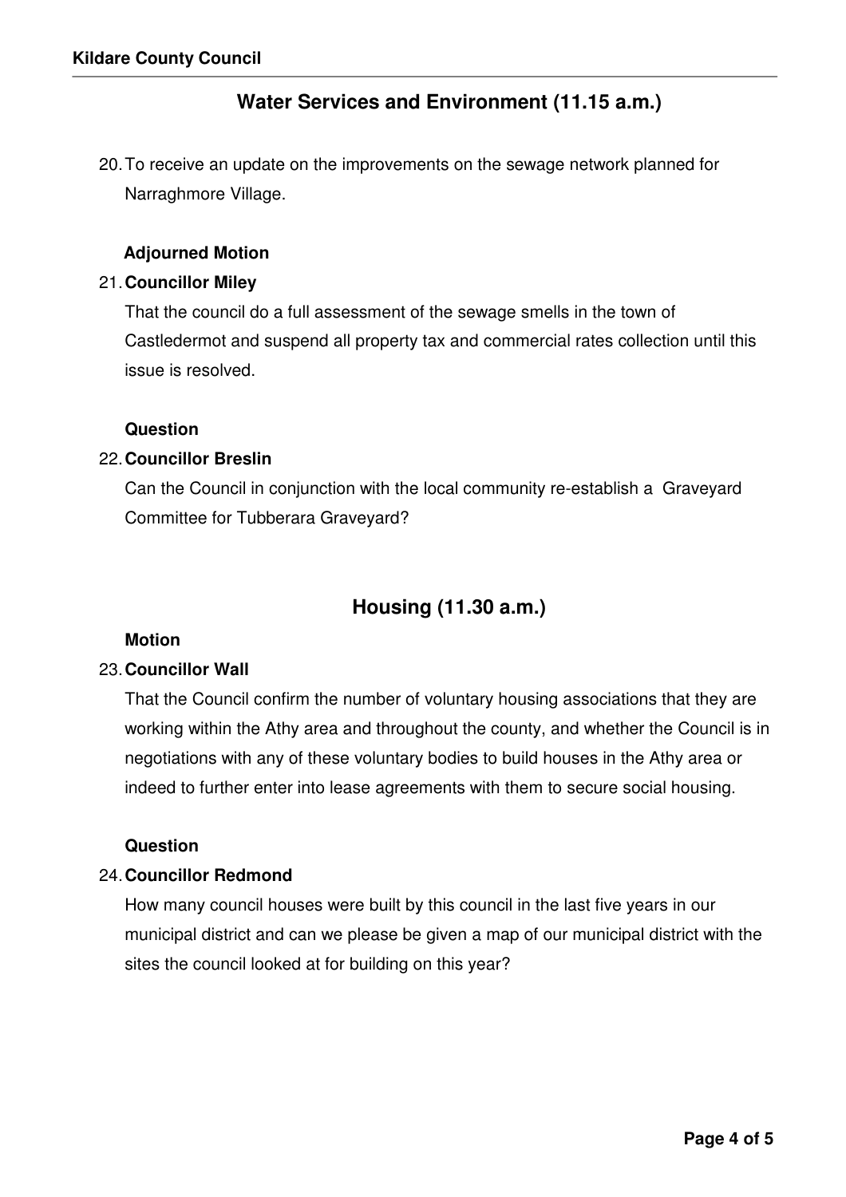## Water Services and Environment (11.15 a.m.)

20. To receive an update on the improvements on the sewage network planned for Narraghmore Village.

**Adjourned Motion**

21. **Councillor Miley**

    That the council do a full assessment of the sewage smells in the town of Castledermot and suspend all property tax and commercial rates collection until this issue is resolved.

**Question**

22. **Councillor Breslin**

    Can the Council in conjunction with the local community re-establish a Graveyard Committee for Tubberara Graveyard?

## Housing (11.30 a.m.)

**Motion**

23. **Councillor Wall**

    That the Council confirm the number of voluntary housing associations that they are working within the Athy area and throughout the county, and whether the Council is in negotiations with any of these voluntary bodies to build houses in the Athy area or indeed to further enter into lease agreements with them to secure social housing.

**Question**

24. **Councillor Redmond**

    How many council houses were built by this council in the last five years in our municipal district and can we please be given a map of our municipal district with the sites the council looked at for building on this year?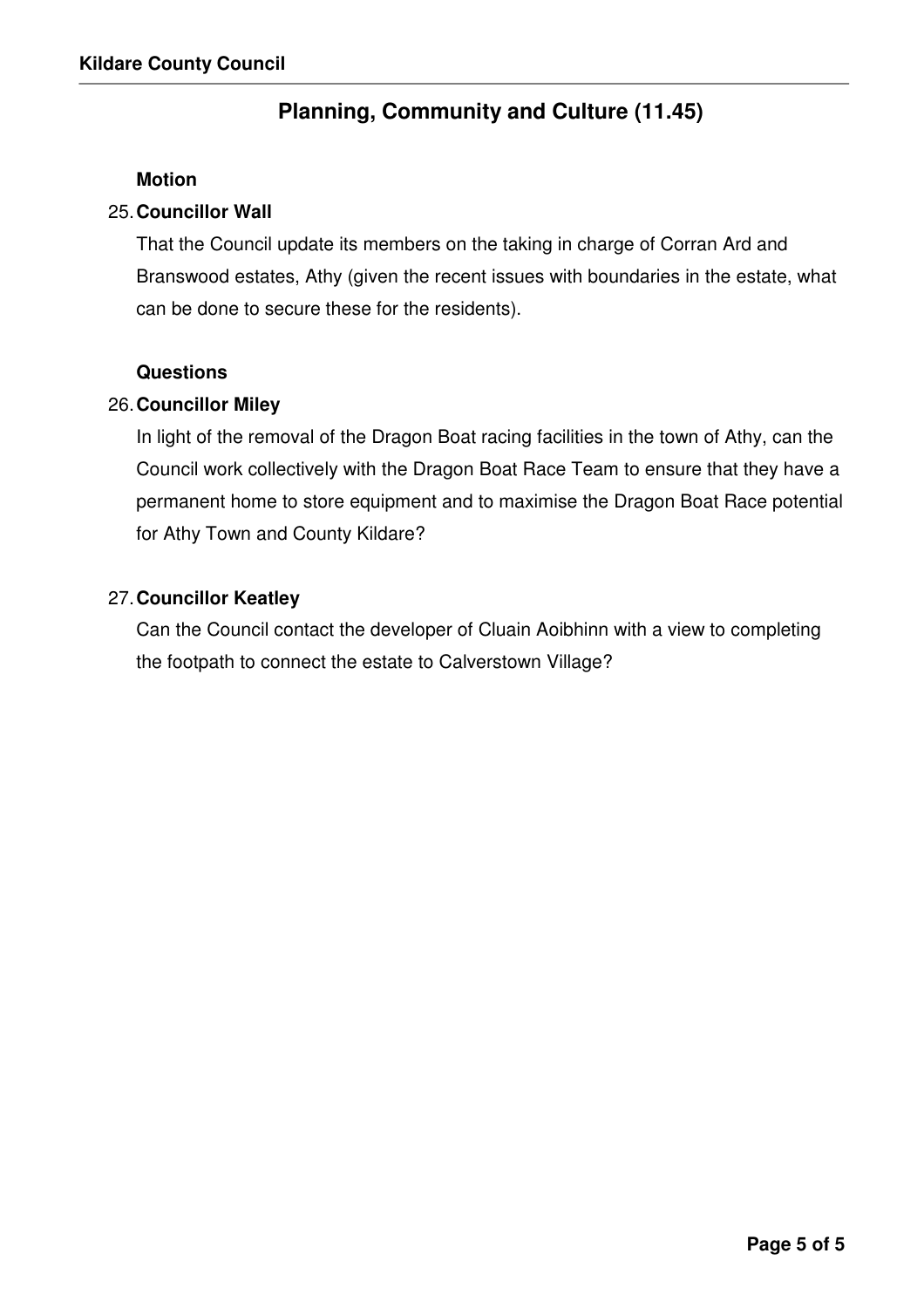## Planning, Community and Culture (11.45)

**Motion**

25. **Councillor Wall**

    That the Council update its members on the taking in charge of Corran Ard and Branswood estates, Athy (given the recent issues with boundaries in the estate, what can be done to secure these for the residents).

**Questions**

26. **Councillor Miley**

    In light of the removal of the Dragon Boat racing facilities in the town of Athy, can the Council work collectively with the Dragon Boat Race Team to ensure that they have a permanent home to store equipment and to maximise the Dragon Boat Race potential for Athy Town and County Kildare?

27. **Councillor Keatley**

    Can the Council contact the developer of Cluain Aoibhinn with a view to completing the footpath to connect the estate to Calverstown Village?